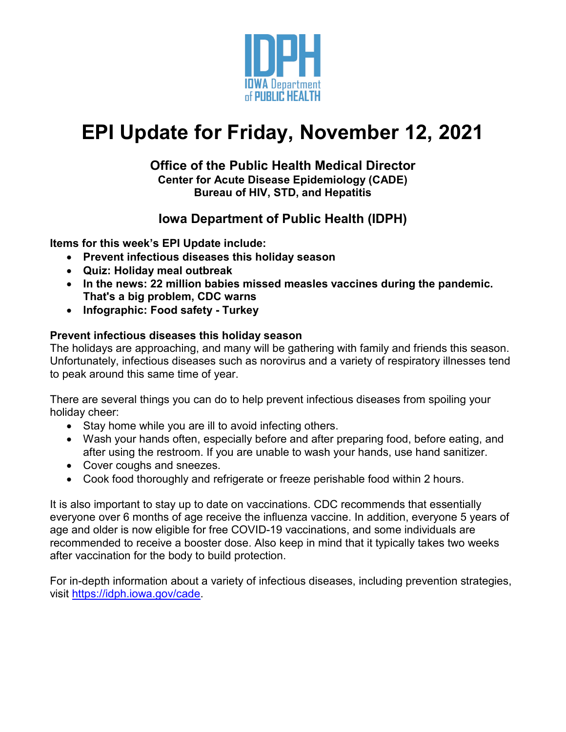IDPH
IOWA Department of PUBLIC HEALTH

# EPI Update for Friday, November 12, 2021

**Office of the Public Health Medical Director**
**Center for Acute Disease Epidemiology (CADE)**
**Bureau of HIV, STD, and Hepatitis**

**Iowa Department of Public Health (IDPH)**

**Items for this week's EPI Update include:**

- **Prevent infectious diseases this holiday season**
- **Quiz: Holiday meal outbreak**
- **In the news: 22 million babies missed measles vaccines during the pandemic. That's a big problem, CDC warns**
- **Infographic: Food safety - Turkey**

## Prevent infectious diseases this holiday season

The holidays are approaching, and many will be gathering with family and friends this season. Unfortunately, infectious diseases such as norovirus and a variety of respiratory illnesses tend to peak around this same time of year.

There are several things you can do to help prevent infectious diseases from spoiling your holiday cheer:

- Stay home while you are ill to avoid infecting others.
- Wash your hands often, especially before and after preparing food, before eating, and after using the restroom. If you are unable to wash your hands, use hand sanitizer.
- Cover coughs and sneezes.
- Cook food thoroughly and refrigerate or freeze perishable food within 2 hours.

It is also important to stay up to date on vaccinations. CDC recommends that essentially everyone over 6 months of age receive the influenza vaccine. In addition, everyone 5 years of age and older is now eligible for free COVID-19 vaccinations, and some individuals are recommended to receive a booster dose. Also keep in mind that it typically takes two weeks after vaccination for the body to build protection.

For in-depth information about a variety of infectious diseases, including prevention strategies, visit https://idph.iowa.gov/cade.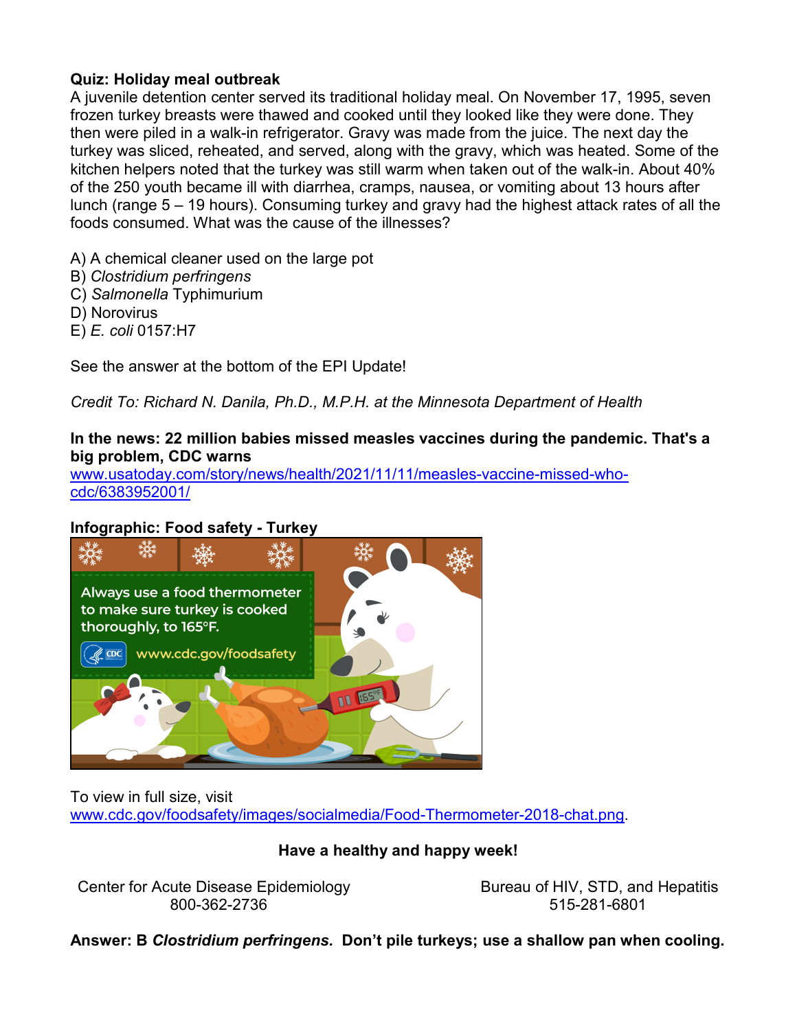**Quiz: Holiday meal outbreak**

A juvenile detention center served its traditional holiday meal. On November 17, 1995, seven frozen turkey breasts were thawed and cooked until they looked like they were done. They then were piled in a walk-in refrigerator. Gravy was made from the juice. The next day the turkey was sliced, reheated, and served, along with the gravy, which was heated. Some of the kitchen helpers noted that the turkey was still warm when taken out of the walk-in. About 40% of the 250 youth became ill with diarrhea, cramps, nausea, or vomiting about 13 hours after lunch (range 5 – 19 hours). Consuming turkey and gravy had the highest attack rates of all the foods consumed. What was the cause of the illnesses?

A) A chemical cleaner used on the large pot
B) *Clostridium perfringens*
C) *Salmonella* Typhimurium
D) Norovirus
E) *E. coli* 0157:H7

See the answer at the bottom of the EPI Update!

*Credit To: Richard N. Danila, Ph.D., M.P.H. at the Minnesota Department of Health*

**In the news: 22 million babies missed measles vaccines during the pandemic. That's a big problem, CDC warns**

www.usatoday.com/story/news/health/2021/11/11/measles-vaccine-missed-who-cdc/6383952001/

**Infographic: Food safety - Turkey**

Always use a food thermometer to make sure turkey is cooked thoroughly, to 165°F.

www.cdc.gov/foodsafety

To view in full size, visit www.cdc.gov/foodsafety/images/socialmedia/Food-Thermometer-2018-chat.png.

**Have a healthy and happy week!**

Center for Acute Disease Epidemiology
800-362-2736

Bureau of HIV, STD, and Hepatitis
515-281-6801

**Answer: B *Clostridium perfringens*. Don't pile turkeys; use a shallow pan when cooling.**